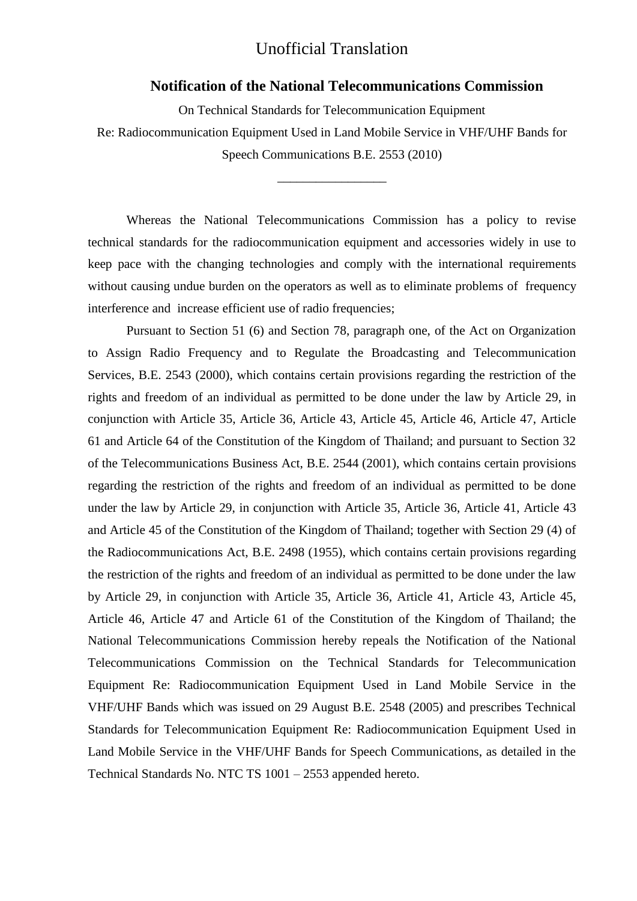Unofficial Translation

## Notification of the National Telecommunications Commission

On Technical Standards for Telecommunication Equipment

Re: Radiocommunication Equipment Used in Land Mobile Service in VHF/UHF Bands for Speech Communications B.E. 2553 (2010)

\_\_\_\_\_\_\_\_\_\_\_\_\_\_\_\_\_

Whereas the National Telecommunications Commission has a policy to revise technical standards for the radiocommunication equipment and accessories widely in use to keep pace with the changing technologies and comply with the international requirements without causing undue burden on the operators as well as to eliminate problems of frequency interference and increase efficient use of radio frequencies;

Pursuant to Section 51 (6) and Section 78, paragraph one, of the Act on Organization to Assign Radio Frequency and to Regulate the Broadcasting and Telecommunication Services, B.E. 2543 (2000), which contains certain provisions regarding the restriction of the rights and freedom of an individual as permitted to be done under the law by Article 29, in conjunction with Article 35, Article 36, Article 43, Article 45, Article 46, Article 47, Article 61 and Article 64 of the Constitution of the Kingdom of Thailand; and pursuant to Section 32 of the Telecommunications Business Act, B.E. 2544 (2001), which contains certain provisions regarding the restriction of the rights and freedom of an individual as permitted to be done under the law by Article 29, in conjunction with Article 35, Article 36, Article 41, Article 43 and Article 45 of the Constitution of the Kingdom of Thailand; together with Section 29 (4) of the Radiocommunications Act, B.E. 2498 (1955), which contains certain provisions regarding the restriction of the rights and freedom of an individual as permitted to be done under the law by Article 29, in conjunction with Article 35, Article 36, Article 41, Article 43, Article 45, Article 46, Article 47 and Article 61 of the Constitution of the Kingdom of Thailand; the National Telecommunications Commission hereby repeals the Notification of the National Telecommunications Commission on the Technical Standards for Telecommunication Equipment Re: Radiocommunication Equipment Used in Land Mobile Service in the VHF/UHF Bands which was issued on 29 August B.E. 2548 (2005) and prescribes Technical Standards for Telecommunication Equipment Re: Radiocommunication Equipment Used in Land Mobile Service in the VHF/UHF Bands for Speech Communications, as detailed in the Technical Standards No. NTC TS 1001 – 2553 appended hereto.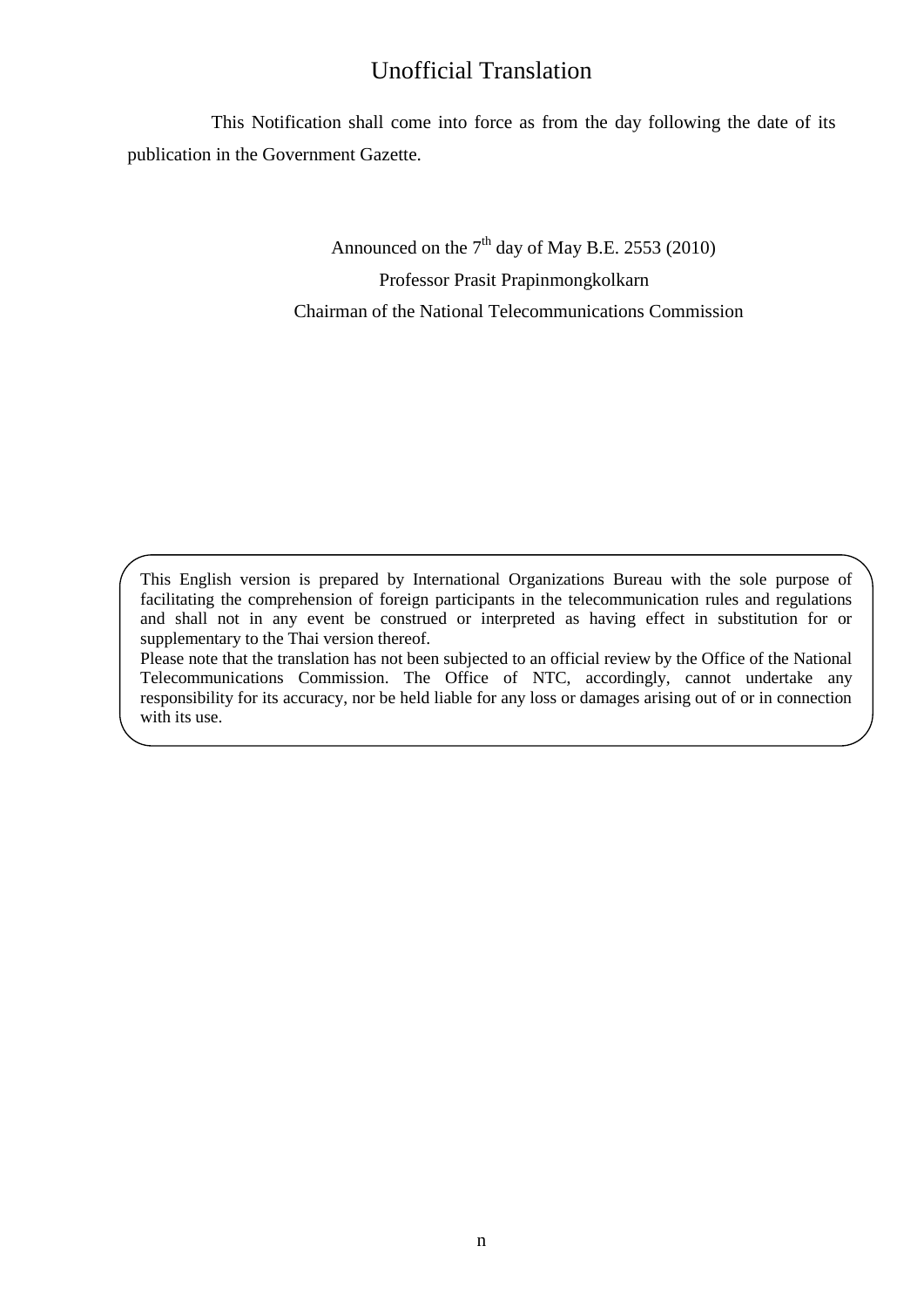Unofficial Translation

This Notification shall come into force as from the day following the date of its publication in the Government Gazette.

Announced on the 7th day of May B.E. 2553 (2010)

Professor Prasit Prapinmongkolkarn

Chairman of the National Telecommunications Commission

This English version is prepared by International Organizations Bureau with the sole purpose of facilitating the comprehension of foreign participants in the telecommunication rules and regulations and shall not in any event be construed or interpreted as having effect in substitution for or supplementary to the Thai version thereof.

Please note that the translation has not been subjected to an official review by the Office of the National Telecommunications Commission. The Office of NTC, accordingly, cannot undertake any responsibility for its accuracy, nor be held liable for any loss or damages arising out of or in connection with its use.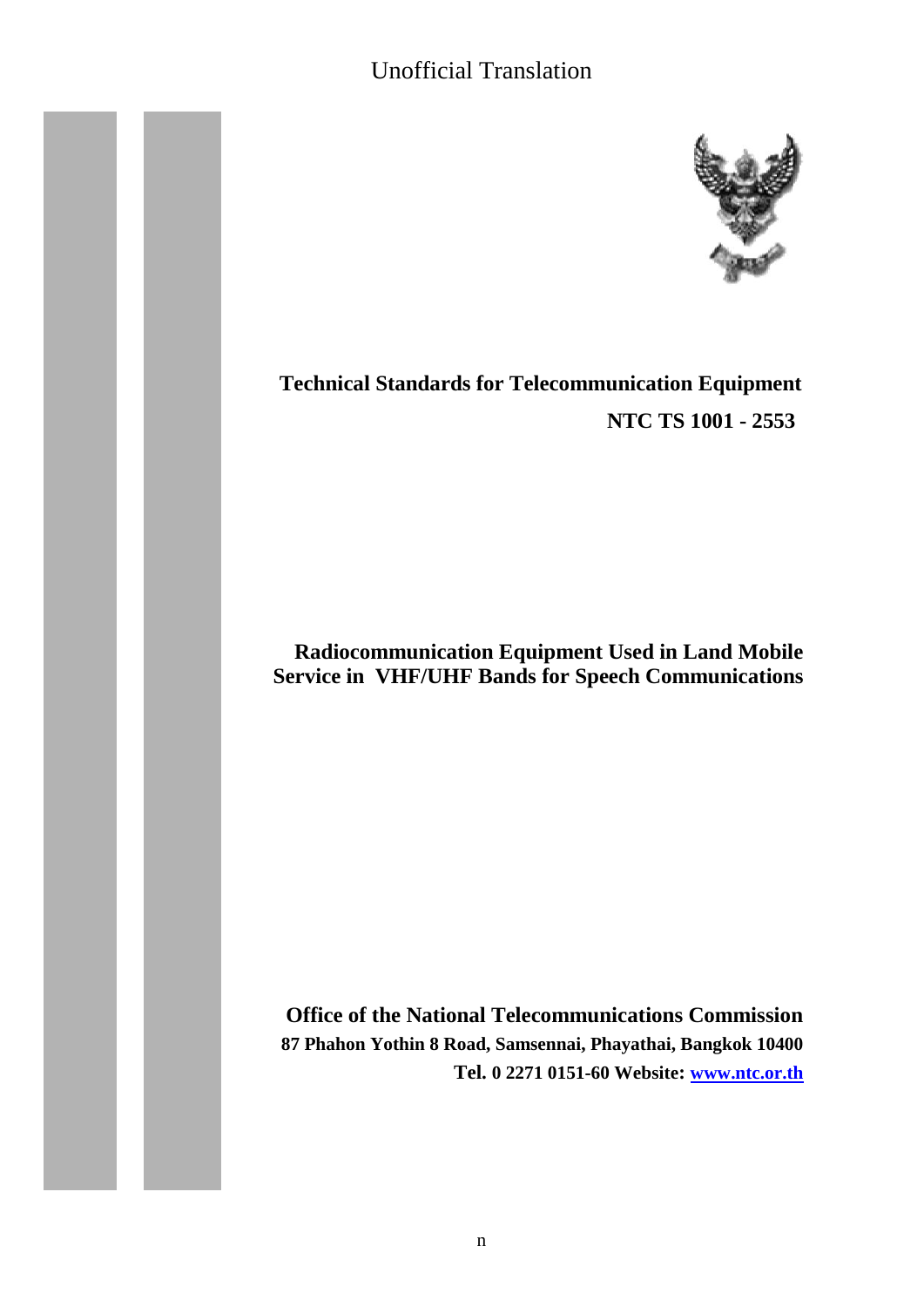Unofficial Translation

# Technical Standards for Telecommunication Equipment

**NTC TS 1001 - 2553**

## Radiocommunication Equipment Used in Land Mobile Service in VHF/UHF Bands for Speech Communications

**Office of the National Telecommunications Commission**

**87 Phahon Yothin 8 Road, Samsennai, Phayathai, Bangkok 10400**

**Tel. 0 2271 0151-60 Website: www.ntc.or.th**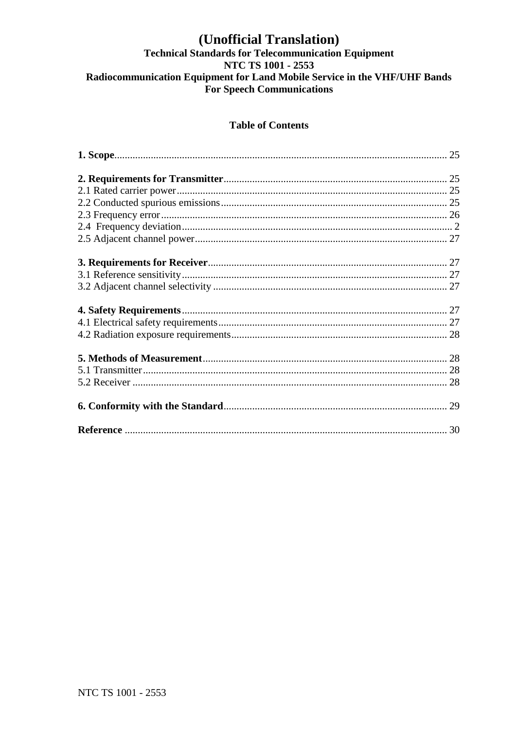# (Unofficial Translation)

**Technical Standards for Telecommunication Equipment**
**NTC TS 1001 - 2553**
**Radiocommunication Equipment for Land Mobile Service in the VHF/UHF Bands**
**For Speech Communications**

## Table of Contents

**1. Scope**............................................................................................................... 25

**2. Requirements for Transmitter**...................................................................... 25
2.1 Rated carrier power........................................................................................ 25
2.2 Conducted spurious emissions....................................................................... 25
2.3 Frequency error.............................................................................................. 26
2.4 Frequency deviation....................................................................................... 2
2.5 Adjacent channel power................................................................................. 27

**3. Requirements for Receiver**............................................................................ 27
3.1 Reference sensitivity...................................................................................... 27
3.2 Adjacent channel selectivity .......................................................................... 27

**4. Safety Requirements**...................................................................................... 27
4.1 Electrical safety requirements........................................................................ 27
4.2 Radiation exposure requirements................................................................... 28

**5. Methods of Measurement**.............................................................................. 28
5.1 Transmitter..................................................................................................... 28
5.2 Receiver ......................................................................................................... 28

**6. Conformity with the Standard**...................................................................... 29

**Reference** ........................................................................................................... 30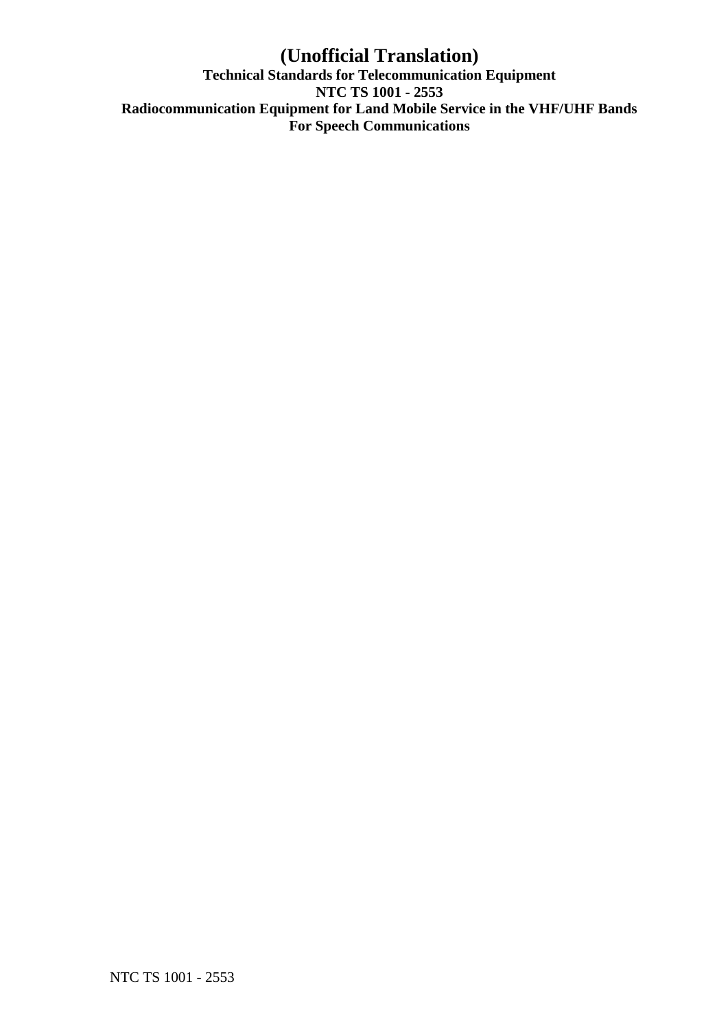# (Unofficial Translation)

**Technical Standards for Telecommunication Equipment**
**NTC TS 1001 - 2553**
**Radiocommunication Equipment for Land Mobile Service in the VHF/UHF Bands**
**For Speech Communications**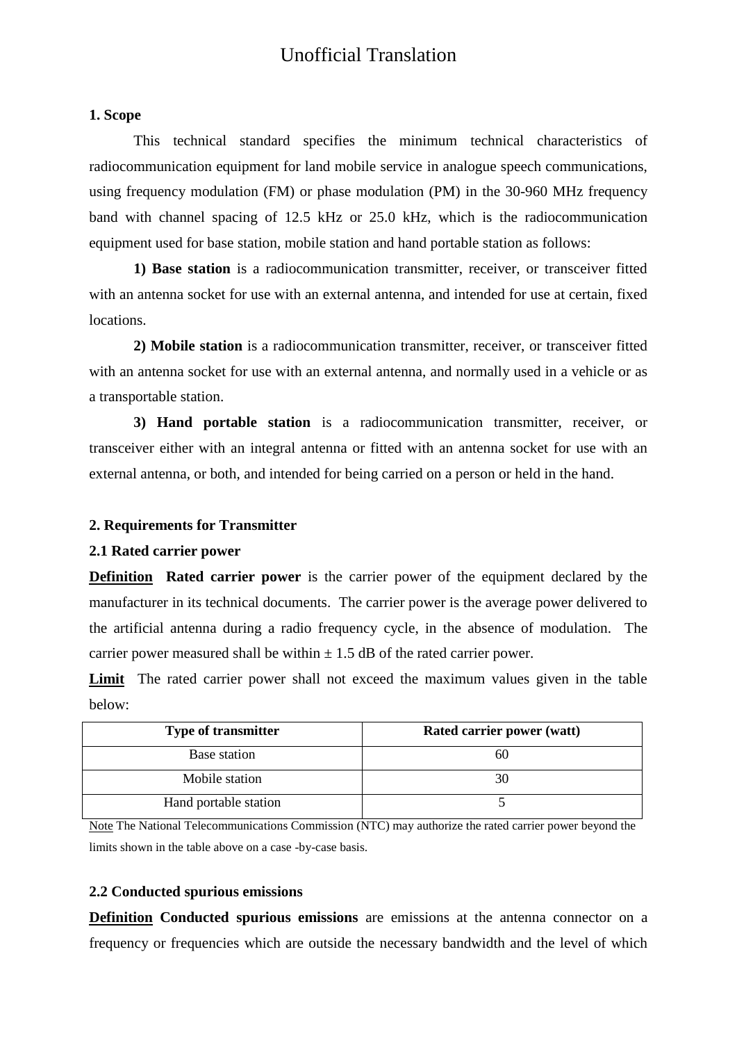Unofficial Translation

**1. Scope**

This technical standard specifies the minimum technical characteristics of radiocommunication equipment for land mobile service in analogue speech communications, using frequency modulation (FM) or phase modulation (PM) in the 30-960 MHz frequency band with channel spacing of 12.5 kHz or 25.0 kHz, which is the radiocommunication equipment used for base station, mobile station and hand portable station as follows:

**1) Base station** is a radiocommunication transmitter, receiver, or transceiver fitted with an antenna socket for use with an external antenna, and intended for use at certain, fixed locations.

**2) Mobile station** is a radiocommunication transmitter, receiver, or transceiver fitted with an antenna socket for use with an external antenna, and normally used in a vehicle or as a transportable station.

**3) Hand portable station** is a radiocommunication transmitter, receiver, or transceiver either with an integral antenna or fitted with an antenna socket for use with an external antenna, or both, and intended for being carried on a person or held in the hand.

**2. Requirements for Transmitter**

**2.1 Rated carrier power**

**Definition** **Rated carrier power** is the carrier power of the equipment declared by the manufacturer in its technical documents. The carrier power is the average power delivered to the artificial antenna during a radio frequency cycle, in the absence of modulation. The carrier power measured shall be within ± 1.5 dB of the rated carrier power.

**Limit** The rated carrier power shall not exceed the maximum values given in the table below:

| Type of transmitter | Rated carrier power (watt) |
| --- | --- |
| Base station | 60 |
| Mobile station | 30 |
| Hand portable station | 5 |

Note The National Telecommunications Commission (NTC) may authorize the rated carrier power beyond the limits shown in the table above on a case -by-case basis.

**2.2 Conducted spurious emissions**

**Definition** **Conducted spurious emissions** are emissions at the antenna connector on a frequency or frequencies which are outside the necessary bandwidth and the level of which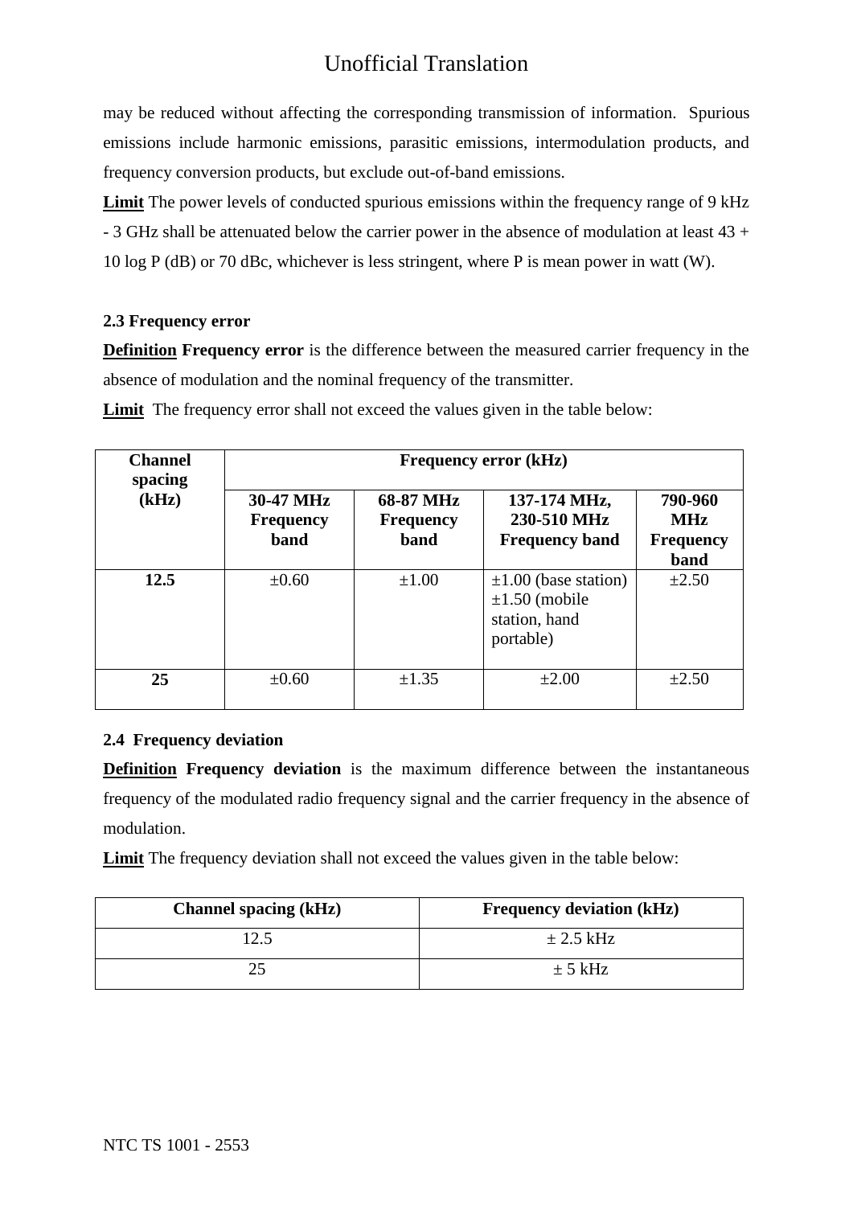may be reduced without affecting the corresponding transmission of information. Spurious emissions include harmonic emissions, parasitic emissions, intermodulation products, and frequency conversion products, but exclude out-of-band emissions.

**Limit** The power levels of conducted spurious emissions within the frequency range of 9 kHz - 3 GHz shall be attenuated below the carrier power in the absence of modulation at least 43 + 10 log P (dB) or 70 dBc, whichever is less stringent, where P is mean power in watt (W).

### 2.3 Frequency error

**Definition** **Frequency error** is the difference between the measured carrier frequency in the absence of modulation and the nominal frequency of the transmitter.

**Limit** The frequency error shall not exceed the values given in the table below:

| Channel spacing (kHz) | Frequency error (kHz) | | | |
|---|---|---|---|---|
| | **30-47 MHz Frequency band** | **68-87 MHz Frequency band** | **137-174 MHz, 230-510 MHz Frequency band** | **790-960 MHz Frequency band** |
| **12.5** | ±0.60 | ±1.00 | ±1.00 (base station) ±1.50 (mobile station, hand portable) | ±2.50 |
| **25** | ±0.60 | ±1.35 | ±2.00 | ±2.50 |

### 2.4 Frequency deviation

**Definition** **Frequency deviation** is the maximum difference between the instantaneous frequency of the modulated radio frequency signal and the carrier frequency in the absence of modulation.

**Limit** The frequency deviation shall not exceed the values given in the table below:

| Channel spacing (kHz) | Frequency deviation (kHz) |
|---|---|
| 12.5 | ± 2.5 kHz |
| 25 | ± 5 kHz |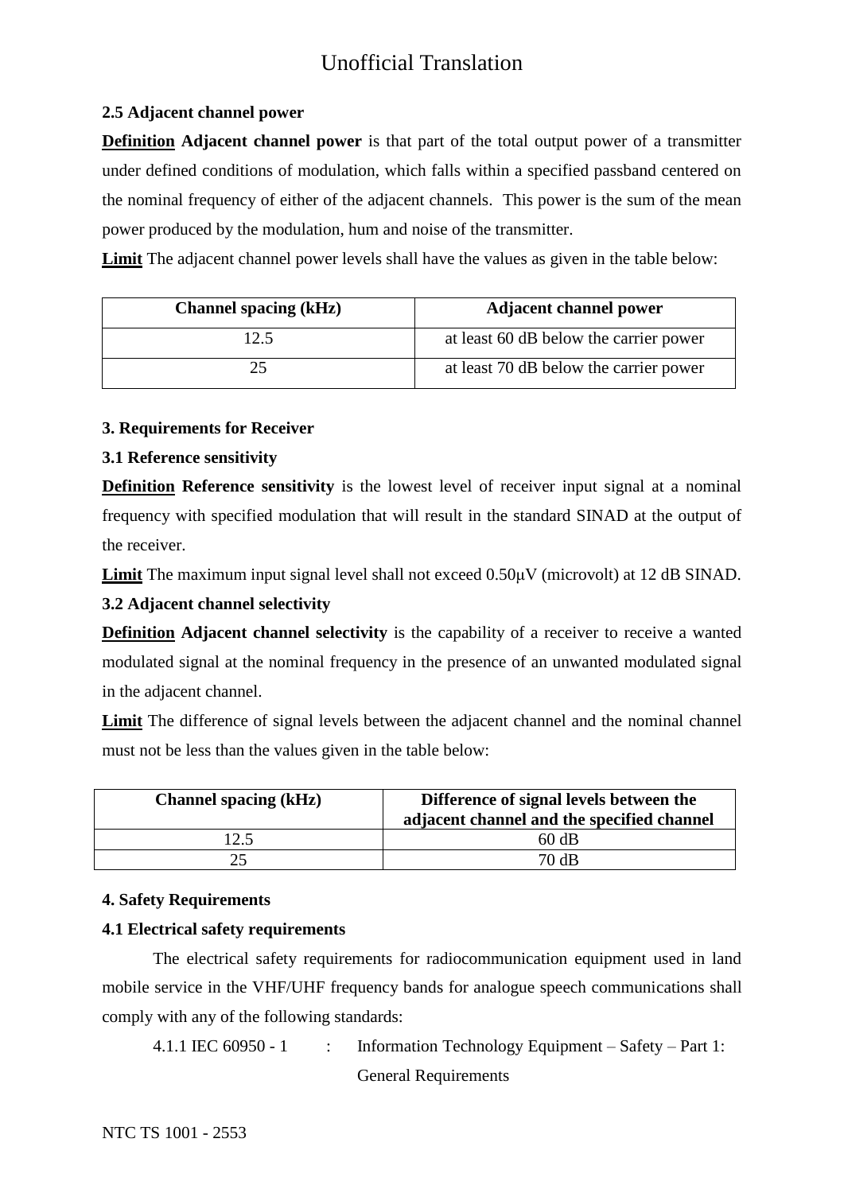### 2.5 Adjacent channel power

**Definition** **Adjacent channel power** is that part of the total output power of a transmitter under defined conditions of modulation, which falls within a specified passband centered on the nominal frequency of either of the adjacent channels. This power is the sum of the mean power produced by the modulation, hum and noise of the transmitter.

**Limit** The adjacent channel power levels shall have the values as given in the table below:

| Channel spacing (kHz) | Adjacent channel power |
|---|---|
| 12.5 | at least 60 dB below the carrier power |
| 25 | at least 70 dB below the carrier power |

## 3. Requirements for Receiver

### 3.1 Reference sensitivity

**Definition** **Reference sensitivity** is the lowest level of receiver input signal at a nominal frequency with specified modulation that will result in the standard SINAD at the output of the receiver.

**Limit** The maximum input signal level shall not exceed 0.50μV (microvolt) at 12 dB SINAD.

### 3.2 Adjacent channel selectivity

**Definition** **Adjacent channel selectivity** is the capability of a receiver to receive a wanted modulated signal at the nominal frequency in the presence of an unwanted modulated signal in the adjacent channel.

**Limit** The difference of signal levels between the adjacent channel and the nominal channel must not be less than the values given in the table below:

| Channel spacing (kHz) | Difference of signal levels between the adjacent channel and the specified channel |
|---|---|
| 12.5 | 60 dB |
| 25 | 70 dB |

## 4. Safety Requirements

### 4.1 Electrical safety requirements

The electrical safety requirements for radiocommunication equipment used in land mobile service in the VHF/UHF frequency bands for analogue speech communications shall comply with any of the following standards:

4.1.1 IEC 60950 - 1 : Information Technology Equipment – Safety – Part 1: General Requirements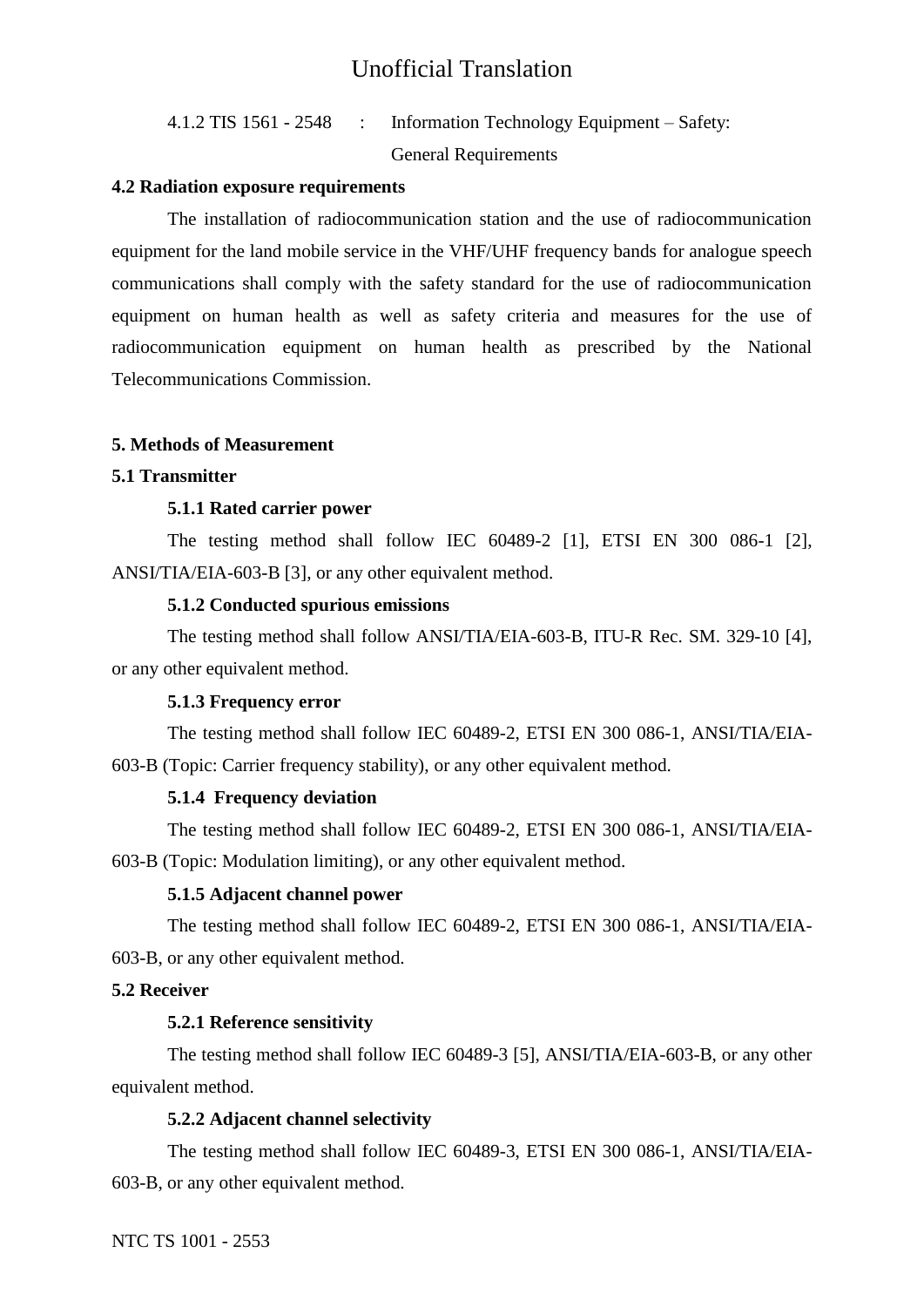4.1.2 TIS 1561 - 2548 : Information Technology Equipment – Safety: General Requirements

**4.2 Radiation exposure requirements**

The installation of radiocommunication station and the use of radiocommunication equipment for the land mobile service in the VHF/UHF frequency bands for analogue speech communications shall comply with the safety standard for the use of radiocommunication equipment on human health as well as safety criteria and measures for the use of radiocommunication equipment on human health as prescribed by the National Telecommunications Commission.

## 5. Methods of Measurement

### 5.1 Transmitter

**5.1.1 Rated carrier power**

The testing method shall follow IEC 60489-2 [1], ETSI EN 300 086-1 [2], ANSI/TIA/EIA-603-B [3], or any other equivalent method.

**5.1.2 Conducted spurious emissions**

The testing method shall follow ANSI/TIA/EIA-603-B, ITU-R Rec. SM. 329-10 [4], or any other equivalent method.

**5.1.3 Frequency error**

The testing method shall follow IEC 60489-2, ETSI EN 300 086-1, ANSI/TIA/EIA-603-B (Topic: Carrier frequency stability), or any other equivalent method.

**5.1.4 Frequency deviation**

The testing method shall follow IEC 60489-2, ETSI EN 300 086-1, ANSI/TIA/EIA-603-B (Topic: Modulation limiting), or any other equivalent method.

**5.1.5 Adjacent channel power**

The testing method shall follow IEC 60489-2, ETSI EN 300 086-1, ANSI/TIA/EIA-603-B, or any other equivalent method.

### 5.2 Receiver

**5.2.1 Reference sensitivity**

The testing method shall follow IEC 60489-3 [5], ANSI/TIA/EIA-603-B, or any other equivalent method.

**5.2.2 Adjacent channel selectivity**

The testing method shall follow IEC 60489-3, ETSI EN 300 086-1, ANSI/TIA/EIA-603-B, or any other equivalent method.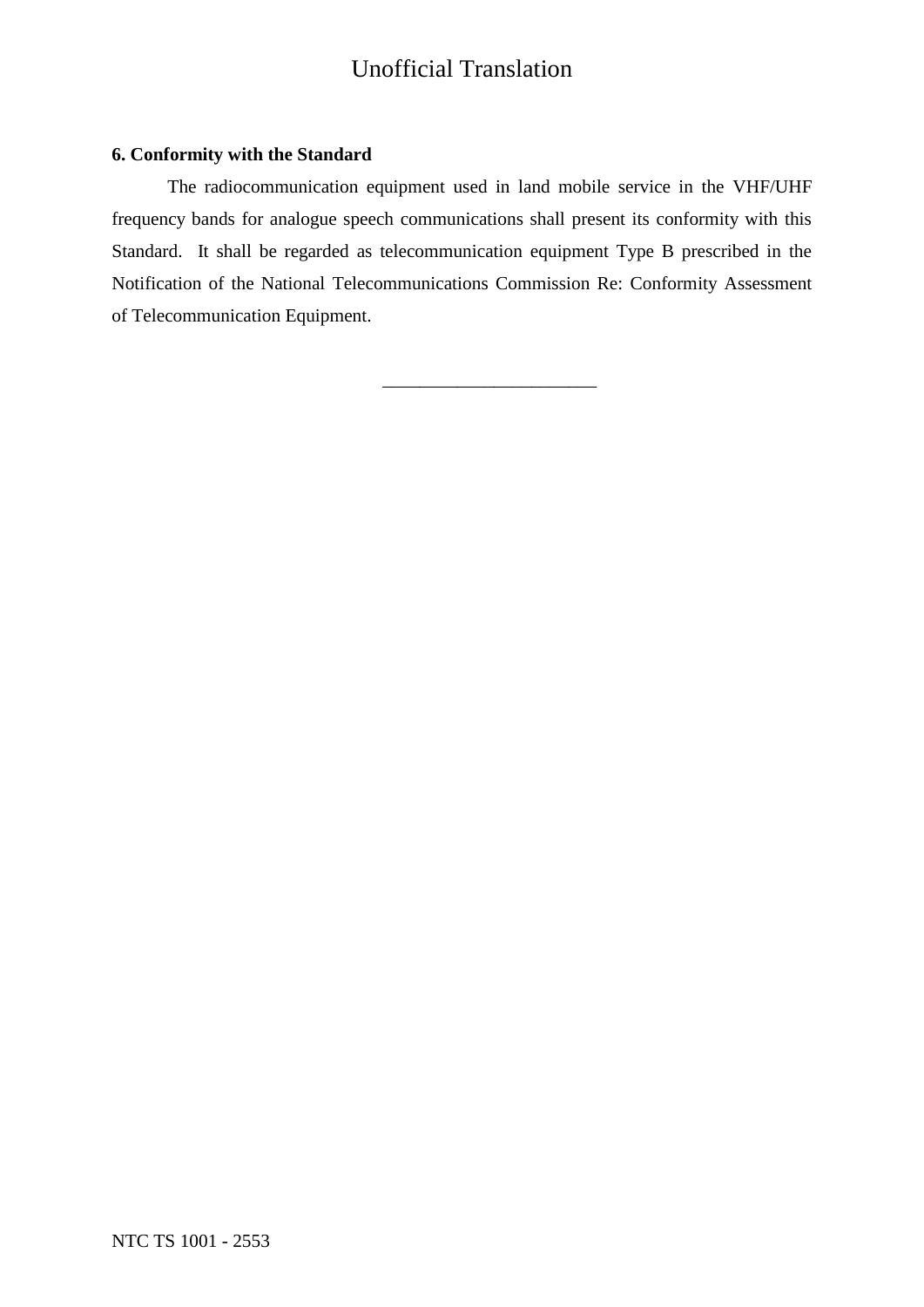**6. Conformity with the Standard**

The radiocommunication equipment used in land mobile service in the VHF/UHF frequency bands for analogue speech communications shall present its conformity with this Standard. It shall be regarded as telecommunication equipment Type B prescribed in the Notification of the National Telecommunications Commission Re: Conformity Assessment of Telecommunication Equipment.

_______________________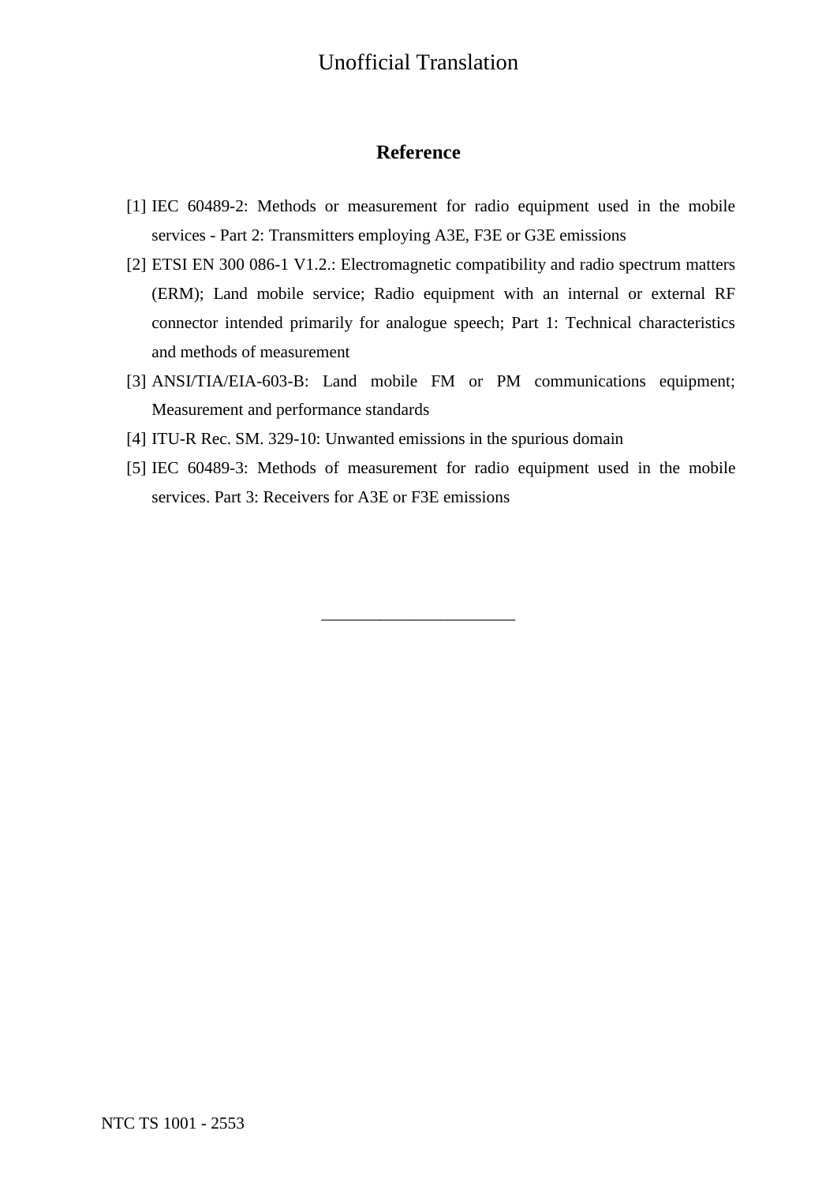## Reference

[1] IEC 60489-2: Methods or measurement for radio equipment used in the mobile services - Part 2: Transmitters employing A3E, F3E or G3E emissions

[2] ETSI EN 300 086-1 V1.2.: Electromagnetic compatibility and radio spectrum matters (ERM); Land mobile service; Radio equipment with an internal or external RF connector intended primarily for analogue speech; Part 1: Technical characteristics and methods of measurement

[3] ANSI/TIA/EIA-603-B: Land mobile FM or PM communications equipment; Measurement and performance standards

[4] ITU-R Rec. SM. 329-10: Unwanted emissions in the spurious domain

[5] IEC 60489-3: Methods of measurement for radio equipment used in the mobile services. Part 3: Receivers for A3E or F3E emissions

______________________